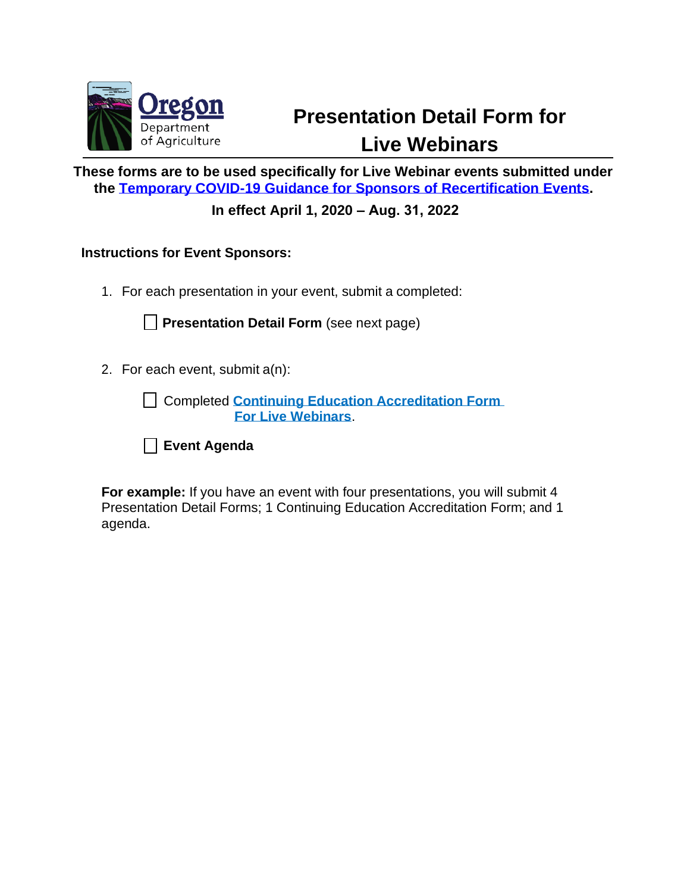Oregon Department of Agriculture

# Presentation Detail Form for Live Webinars

**These forms are to be used specifically for Live Webinar events submitted under the Temporary COVID-19 Guidance for Sponsors of Recertification Events.**

**In effect April 1, 2020 – Aug. 31, 2022**

**Instructions for Event Sponsors:**

1. For each presentation in your event, submit a completed:

   - [ ] **Presentation Detail Form** (see next page)

2. For each event, submit a(n):

   - [ ] Completed **Continuing Education Accreditation Form For Live Webinars**.

   - [ ] **Event Agenda**

**For example:** If you have an event with four presentations, you will submit 4 Presentation Detail Forms; 1 Continuing Education Accreditation Form; and 1 agenda.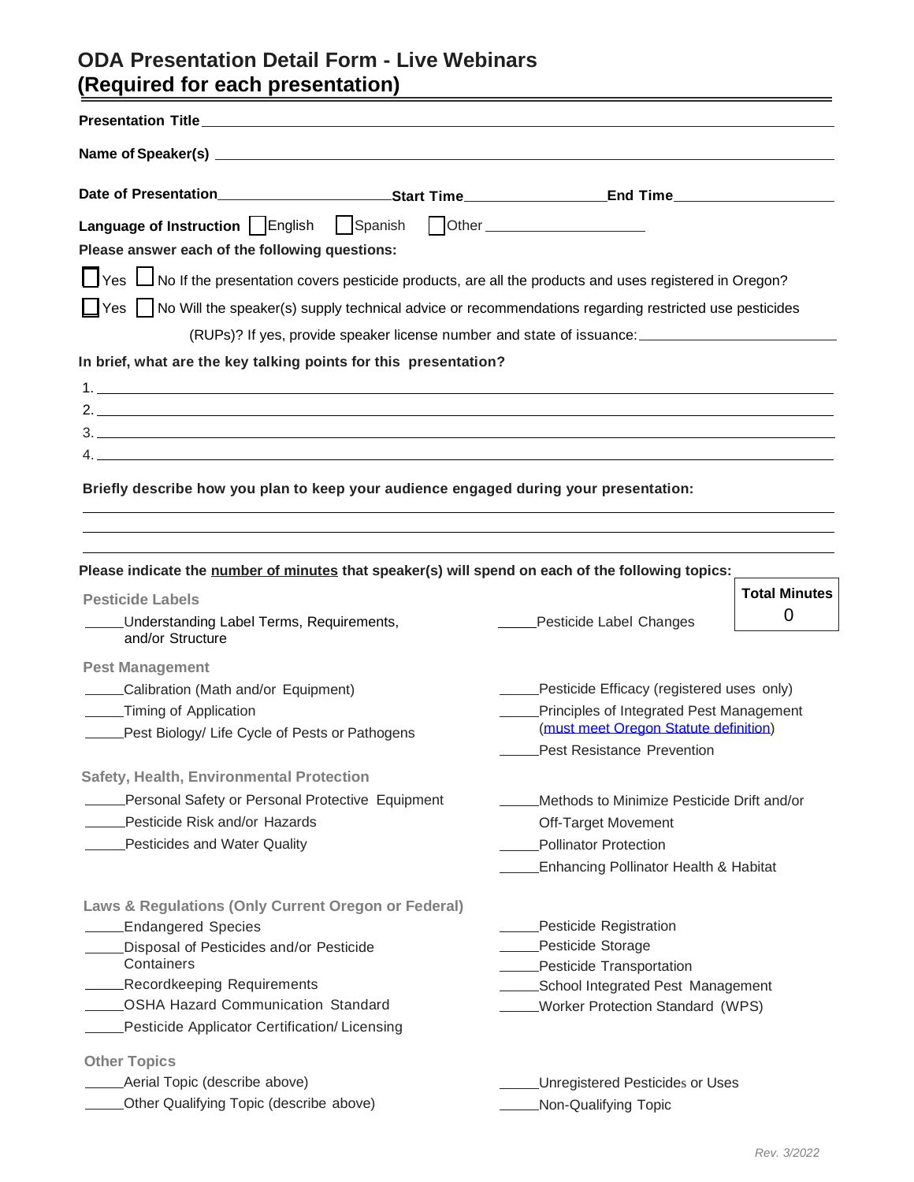# ODA Presentation Detail Form - Live Webinars
# (Required for each presentation)

**Presentation Title** ______________________________

**Name of Speaker(s)** ______________________________

**Date of Presentation** ____________ **Start Time** ____________ **End Time** ____________

**Language of Instruction** ☐ English ☐ Spanish ☐ Other ____________

**Please answer each of the following questions:**

☐ Yes ☐ No If the presentation covers pesticide products, are all the products and uses registered in Oregon?

☐ Yes ☐ No Will the speaker(s) supply technical advice or recommendations regarding restricted use pesticides (RUPs)? If yes, provide speaker license number and state of issuance: ____________

**In brief, what are the key talking points for this presentation?**

1. ______________________________
2. ______________________________
3. ______________________________
4. ______________________________

**Briefly describe how you plan to keep your audience engaged during your presentation:**

______________________________

______________________________

______________________________

**Please indicate the number of minutes that speaker(s) will spend on each of the following topics:**

| Total Minutes |
|---|
| 0 |

### Pesticide Labels

_____ Understanding Label Terms, Requirements, and/or Structure

_____ Pesticide Label Changes

### Pest Management

_____ Calibration (Math and/or Equipment)

_____ Timing of Application

_____ Pest Biology/ Life Cycle of Pests or Pathogens

_____ Pesticide Efficacy (registered uses only)

_____ Principles of Integrated Pest Management (must meet Oregon Statute definition)

_____ Pest Resistance Prevention

### Safety, Health, Environmental Protection

_____ Personal Safety or Personal Protective Equipment

_____ Pesticide Risk and/or Hazards

_____ Pesticides and Water Quality

_____ Methods to Minimize Pesticide Drift and/or Off-Target Movement

_____ Pollinator Protection

_____ Enhancing Pollinator Health & Habitat

### Laws & Regulations (Only Current Oregon or Federal)

_____ Endangered Species

_____ Disposal of Pesticides and/or Pesticide Containers

_____ Recordkeeping Requirements

_____ OSHA Hazard Communication Standard

_____ Pesticide Applicator Certification/ Licensing

_____ Pesticide Registration

_____ Pesticide Storage

_____ Pesticide Transportation

_____ School Integrated Pest Management

_____ Worker Protection Standard (WPS)

### Other Topics

_____ Aerial Topic (describe above)

_____ Other Qualifying Topic (describe above)

_____ Unregistered Pesticides or Uses

_____ Non-Qualifying Topic

*Rev. 3/2022*